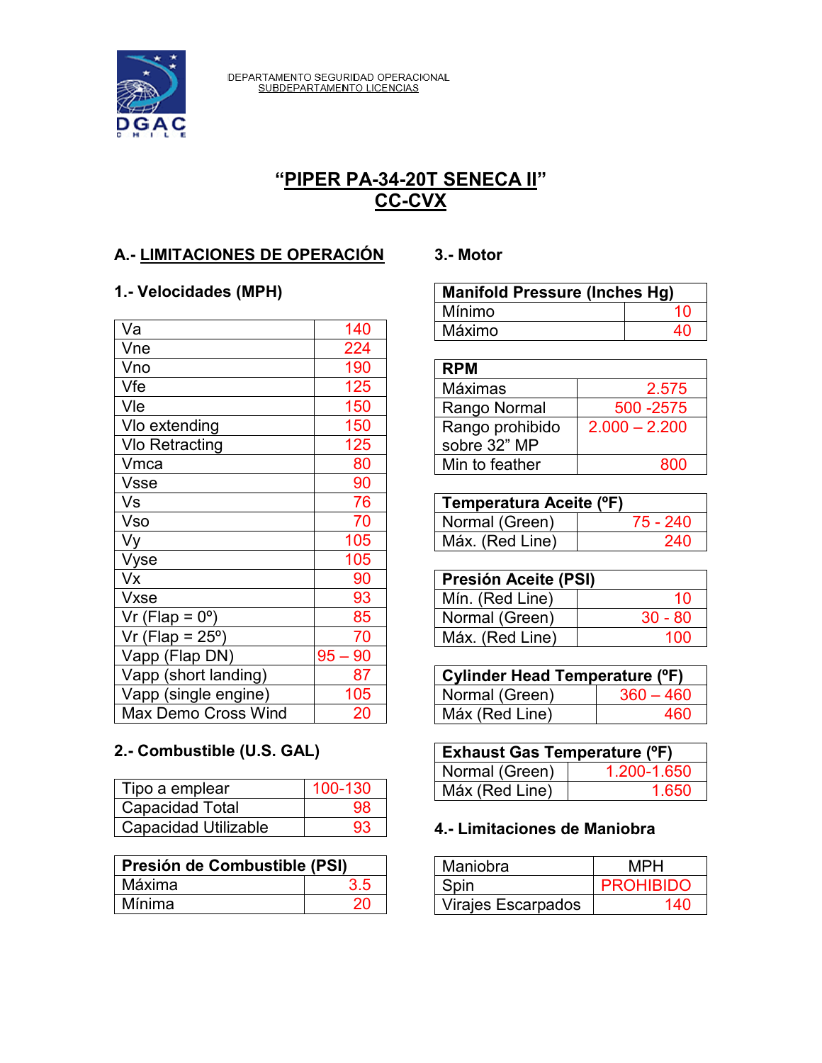DEPARTAMENTO SEGURIDAD OPERACIONAL
SUBDEPARTAMENTO LICENCIAS

# "PIPER PA-34-20T SENECA II"
# CC-CVX

## A.- LIMITACIONES DE OPERACIÓN

### 1.- Velocidades (MPH)

| | |
|---|---|
| Va | 140 |
| Vne | 224 |
| Vno | 190 |
| Vfe | 125 |
| Vle | 150 |
| Vlo extending | 150 |
| Vlo Retracting | 125 |
| Vmca | 80 |
| Vsse | 90 |
| Vs | 76 |
| Vso | 70 |
| Vy | 105 |
| Vyse | 105 |
| Vx | 90 |
| Vxse | 93 |
| Vr (Flap = 0º) | 85 |
| Vr (Flap = 25º) | 70 |
| Vapp (Flap DN) | 95 – 90 |
| Vapp (short landing) | 87 |
| Vapp (single engine) | 105 |
| Max Demo Cross Wind | 20 |

### 2.- Combustible (U.S. GAL)

| | |
|---|---|
| Tipo a emplear | 100-130 |
| Capacidad Total | 98 |
| Capacidad Utilizable | 93 |

| Presión de Combustible (PSI) | |
|---|---|
| Máxima | 3.5 |
| Mínima | 20 |

### 3.- Motor

| Manifold Pressure (Inches Hg) | |
|---|---|
| Mínimo | 10 |
| Máximo | 40 |

| RPM | |
|---|---|
| Máximas | 2.575 |
| Rango Normal | 500 -2575 |
| Rango prohibido sobre 32" MP | 2.000 – 2.200 |
| Min to feather | 800 |

| Temperatura Aceite (ºF) | |
|---|---|
| Normal (Green) | 75 - 240 |
| Máx. (Red Line) | 240 |

| Presión Aceite (PSI) | |
|---|---|
| Mín. (Red Line) | 10 |
| Normal (Green) | 30 - 80 |
| Máx. (Red Line) | 100 |

| Cylinder Head Temperature (ºF) | |
|---|---|
| Normal (Green) | 360 – 460 |
| Máx (Red Line) | 460 |

| Exhaust Gas Temperature (ºF) | |
|---|---|
| Normal (Green) | 1.200-1.650 |
| Máx (Red Line) | 1.650 |

### 4.- Limitaciones de Maniobra

| Maniobra | MPH |
|---|---|
| Spin | PROHIBIDO |
| Virajes Escarpados | 140 |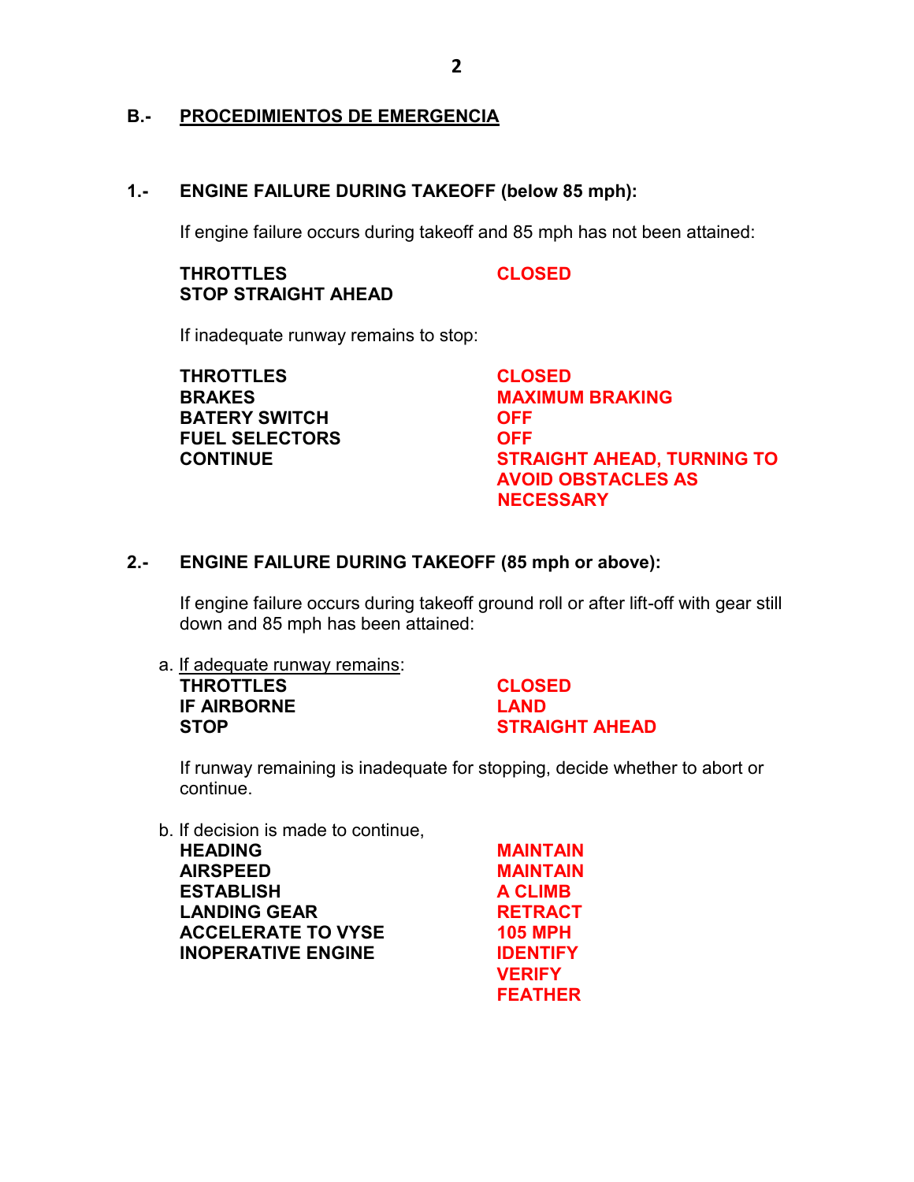## B.- PROCEDIMIENTOS DE EMERGENCIA

### 1.- ENGINE FAILURE DURING TAKEOFF (below 85 mph):

If engine failure occurs during takeoff and 85 mph has not been attained:

| | |
|---|---|
| **THROTTLES** | **CLOSED** |
| **STOP STRAIGHT AHEAD** | |

If inadequate runway remains to stop:

| | |
|---|---|
| **THROTTLES** | **CLOSED** |
| **BRAKES** | **MAXIMUM BRAKING** |
| **BATERY SWITCH** | **OFF** |
| **FUEL SELECTORS** | **OFF** |
| **CONTINUE** | **STRAIGHT AHEAD, TURNING TO AVOID OBSTACLES AS NECESSARY** |

### 2.- ENGINE FAILURE DURING TAKEOFF (85 mph or above):

If engine failure occurs during takeoff ground roll or after lift-off with gear still down and 85 mph has been attained:

a. If adequate runway remains:

| | |
|---|---|
| **THROTTLES** | **CLOSED** |
| **IF AIRBORNE** | **LAND** |
| **STOP** | **STRAIGHT AHEAD** |

If runway remaining is inadequate for stopping, decide whether to abort or continue.

b. If decision is made to continue,

| | |
|---|---|
| **HEADING** | **MAINTAIN** |
| **AIRSPEED** | **MAINTAIN** |
| **ESTABLISH** | **A CLIMB** |
| **LANDING GEAR** | **RETRACT** |
| **ACCELERATE TO VYSE** | **105 MPH** |
| **INOPERATIVE ENGINE** | **IDENTIFY** |
| | **VERIFY** |
| | **FEATHER** |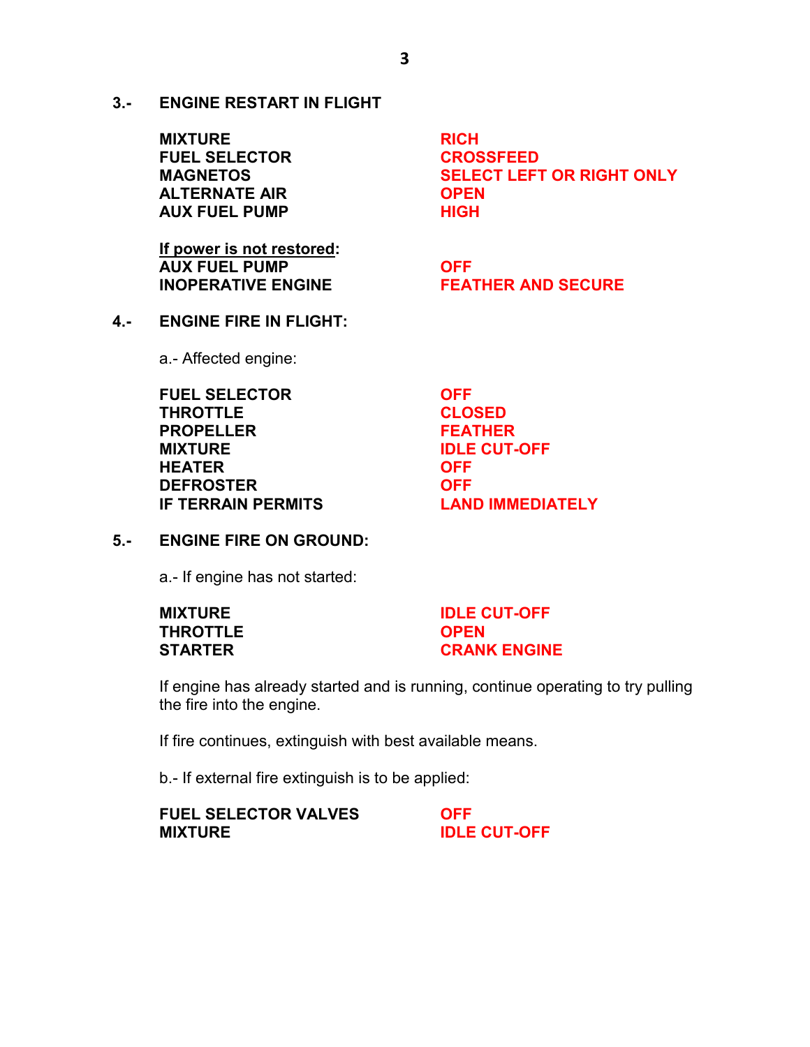## 3.- ENGINE RESTART IN FLIGHT

| | |
|---|---|
| **MIXTURE** | **RICH** |
| **FUEL SELECTOR** | **CROSSFEED** |
| **MAGNETOS** | **SELECT LEFT OR RIGHT ONLY** |
| **ALTERNATE AIR** | **OPEN** |
| **AUX FUEL PUMP** | **HIGH** |

**If power is not restored:**

| | |
|---|---|
| **AUX FUEL PUMP** | **OFF** |
| **INOPERATIVE ENGINE** | **FEATHER AND SECURE** |

## 4.- ENGINE FIRE IN FLIGHT:

a.- Affected engine:

| | |
|---|---|
| **FUEL SELECTOR** | **OFF** |
| **THROTTLE** | **CLOSED** |
| **PROPELLER** | **FEATHER** |
| **MIXTURE** | **IDLE CUT-OFF** |
| **HEATER** | **OFF** |
| **DEFROSTER** | **OFF** |
| **IF TERRAIN PERMITS** | **LAND IMMEDIATELY** |

## 5.- ENGINE FIRE ON GROUND:

a.- If engine has not started:

| | |
|---|---|
| **MIXTURE** | **IDLE CUT-OFF** |
| **THROTTLE** | **OPEN** |
| **STARTER** | **CRANK ENGINE** |

If engine has already started and is running, continue operating to try pulling the fire into the engine.

If fire continues, extinguish with best available means.

b.- If external fire extinguish is to be applied:

| | |
|---|---|
| **FUEL SELECTOR VALVES** | **OFF** |
| **MIXTURE** | **IDLE CUT-OFF** |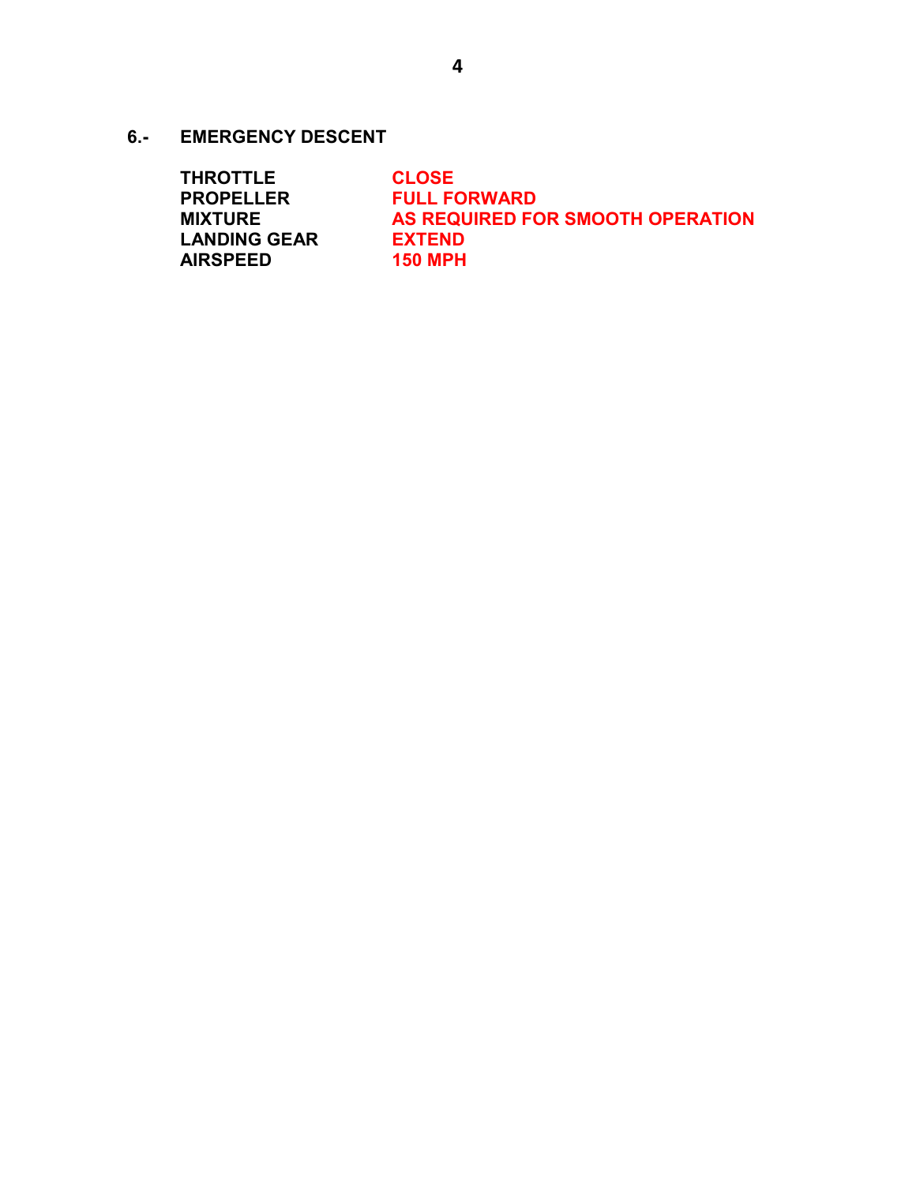## 6.- EMERGENCY DESCENT

| | |
|---|---|
| **THROTTLE** | **CLOSE** |
| **PROPELLER** | **FULL FORWARD** |
| **MIXTURE** | **AS REQUIRED FOR SMOOTH OPERATION** |
| **LANDING GEAR** | **EXTEND** |
| **AIRSPEED** | **150 MPH** |